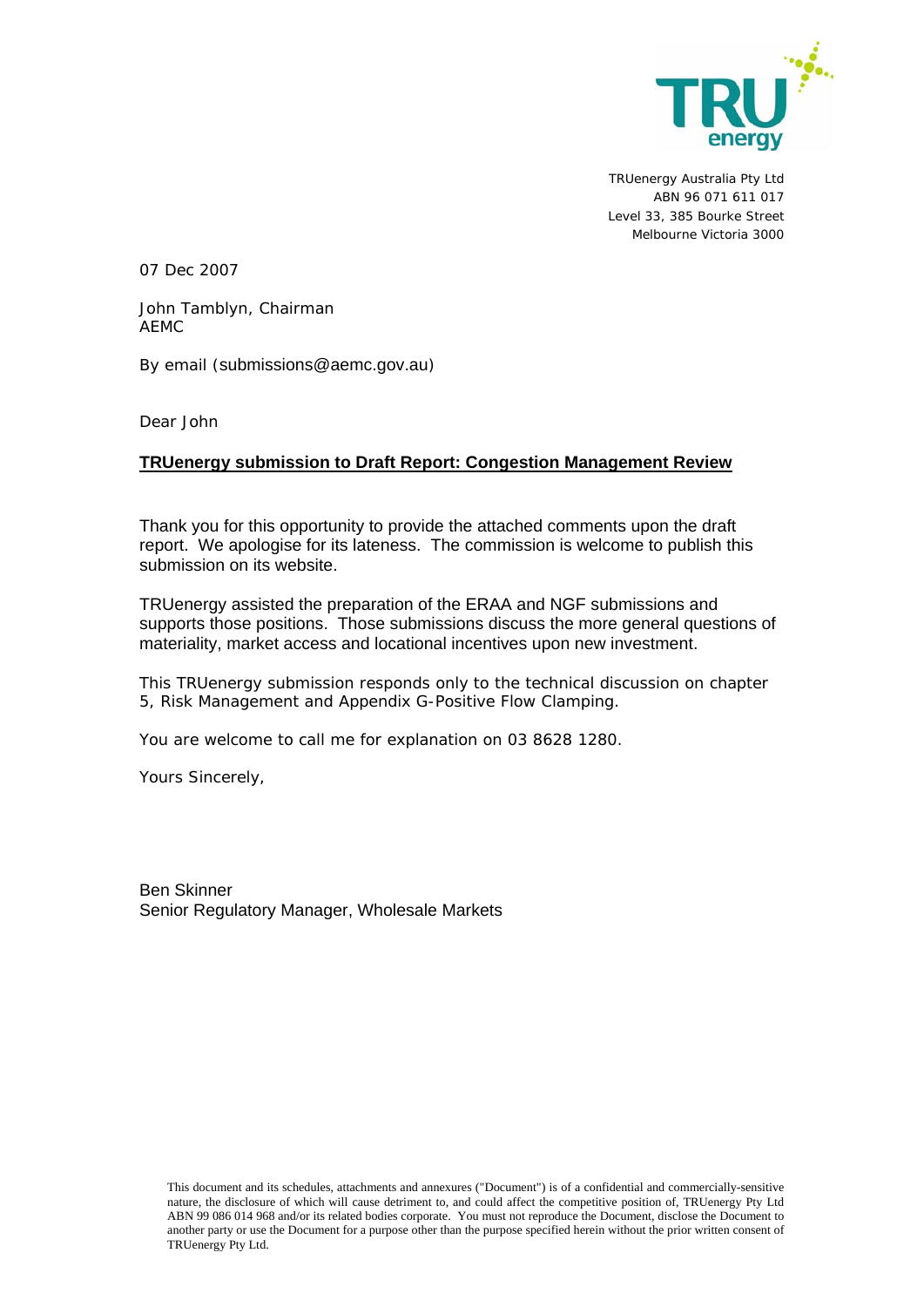TRUenergy Australia Pty Ltd
ABN 96 071 611 017
Level 33, 385 Bourke Street
Melbourne Victoria 3000

07 Dec 2007

John Tamblyn, Chairman
AEMC

By email (submissions@aemc.gov.au)

Dear John

**TRUenergy submission to Draft Report: Congestion Management Review**

Thank you for this opportunity to provide the attached comments upon the draft report. We apologise for its lateness. The commission is welcome to publish this submission on its website.

TRUenergy assisted the preparation of the ERAA and NGF submissions and supports those positions. Those submissions discuss the more general questions of materiality, market access and locational incentives upon new investment.

This TRUenergy submission responds only to the technical discussion on chapter 5, Risk Management and Appendix G-Positive Flow Clamping.

You are welcome to call me for explanation on 03 8628 1280.

Yours Sincerely,

Ben Skinner
Senior Regulatory Manager, Wholesale Markets

This document and its schedules, attachments and annexures ("Document") is of a confidential and commercially-sensitive nature, the disclosure of which will cause detriment to, and could affect the competitive position of, TRUenergy Pty Ltd ABN 99 086 014 968 and/or its related bodies corporate. You must not reproduce the Document, disclose the Document to another party or use the Document for a purpose other than the purpose specified herein without the prior written consent of TRUenergy Pty Ltd.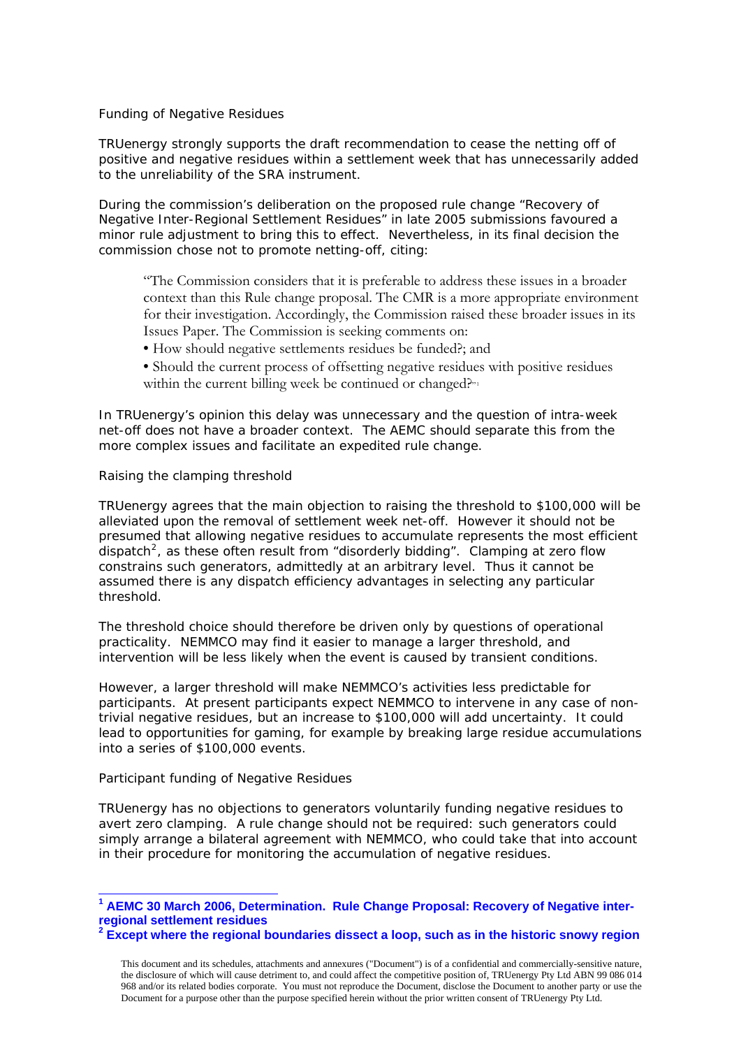Funding of Negative Residues

TRUenergy strongly supports the draft recommendation to cease the netting off of positive and negative residues within a settlement week that has unnecessarily added to the unreliability of the SRA instrument.

During the commission's deliberation on the proposed rule change "Recovery of Negative Inter-Regional Settlement Residues" in late 2005 submissions favoured a minor rule adjustment to bring this to effect. Nevertheless, in its final decision the commission chose not to promote netting-off, citing:

> "The Commission considers that it is preferable to address these issues in a broader context than this Rule change proposal. The CMR is a more appropriate environment for their investigation. Accordingly, the Commission raised these broader issues in its Issues Paper. The Commission is seeking comments on:
>
> • How should negative settlements residues be funded?; and
>
> • Should the current process of offsetting negative residues with positive residues within the current billing week be continued or changed?"[1]

In TRUenergy's opinion this delay was unnecessary and the question of intra-week net-off does not have a broader context. The AEMC should separate this from the more complex issues and facilitate an expedited rule change.

Raising the clamping threshold

TRUenergy agrees that the main objection to raising the threshold to $100,000 will be alleviated upon the removal of settlement week net-off. However it should not be presumed that allowing negative residues to accumulate represents the most efficient dispatch[2], as these often result from "disorderly bidding". Clamping at zero flow constrains such generators, admittedly at an arbitrary level. Thus it cannot be assumed there is any dispatch efficiency advantages in selecting any particular threshold.

The threshold choice should therefore be driven only by questions of operational practicality. NEMMCO may find it easier to manage a larger threshold, and intervention will be less likely when the event is caused by transient conditions.

However, a larger threshold will make NEMMCO's activities less predictable for participants. At present participants expect NEMMCO to intervene in any case of non-trivial negative residues, but an increase to $100,000 will add uncertainty. It could lead to opportunities for gaming, for example by breaking large residue accumulations into a series of $100,000 events.

Participant funding of Negative Residues

TRUenergy has no objections to generators voluntarily funding negative residues to avert zero clamping. A rule change should not be required: such generators could simply arrange a bilateral agreement with NEMMCO, who could take that into account in their procedure for monitoring the accumulation of negative residues.

---

[1] **AEMC 30 March 2006, Determination. Rule Change Proposal: Recovery of Negative inter-regional settlement residues**

[2] **Except where the regional boundaries dissect a loop, such as in the historic snowy region**

This document and its schedules, attachments and annexures ("Document") is of a confidential and commercially-sensitive nature, the disclosure of which will cause detriment to, and could affect the competitive position of, TRUenergy Pty Ltd ABN 99 086 014 968 and/or its related bodies corporate. You must not reproduce the Document, disclose the Document to another party or use the Document for a purpose other than the purpose specified herein without the prior written consent of TRUenergy Pty Ltd.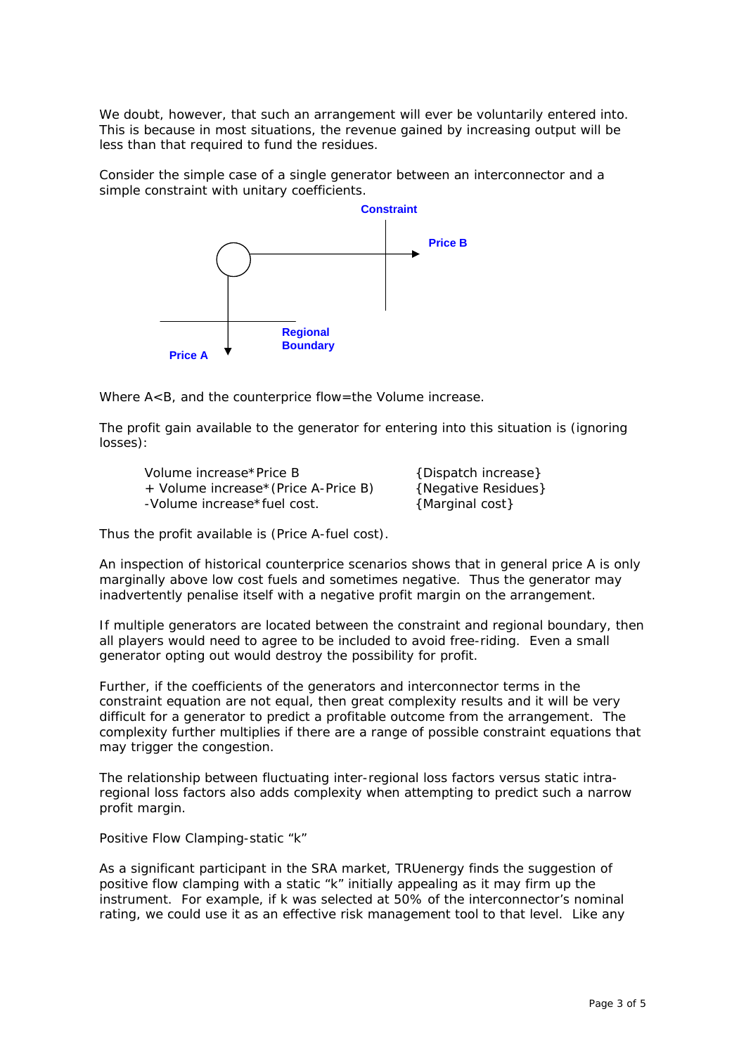We doubt, however, that such an arrangement will ever be voluntarily entered into. This is because in most situations, the revenue gained by increasing output will be less than that required to fund the residues.

Consider the simple case of a single generator between an interconnector and a simple constraint with unitary coefficients.

Constraint

Price B

Regional Boundary

Price A

Where A<B, and the counterprice flow=the Volume increase.

The profit gain available to the generator for entering into this situation is (ignoring losses):

| | |
|---|---|
| Volume increase*Price B | {Dispatch increase} |
| + Volume increase*(Price A-Price B) | {Negative Residues} |
| -Volume increase*fuel cost. | {Marginal cost} |

Thus the profit available is (Price A-fuel cost).

An inspection of historical counterprice scenarios shows that in general price A is only marginally above low cost fuels and sometimes negative. Thus the generator may inadvertently penalise itself with a negative profit margin on the arrangement.

If multiple generators are located between the constraint and regional boundary, then all players would need to agree to be included to avoid free-riding. Even a small generator opting out would destroy the possibility for profit.

Further, if the coefficients of the generators and interconnector terms in the constraint equation are not equal, then great complexity results and it will be very difficult for a generator to predict a profitable outcome from the arrangement. The complexity further multiplies if there are a range of possible constraint equations that may trigger the congestion.

The relationship between fluctuating inter-regional loss factors versus static intra-regional loss factors also adds complexity when attempting to predict such a narrow profit margin.

Positive Flow Clamping-static "k"

As a significant participant in the SRA market, TRUenergy finds the suggestion of positive flow clamping with a static "k" initially appealing as it may firm up the instrument. For example, if k was selected at 50% of the interconnector's nominal rating, we could use it as an effective risk management tool to that level. Like any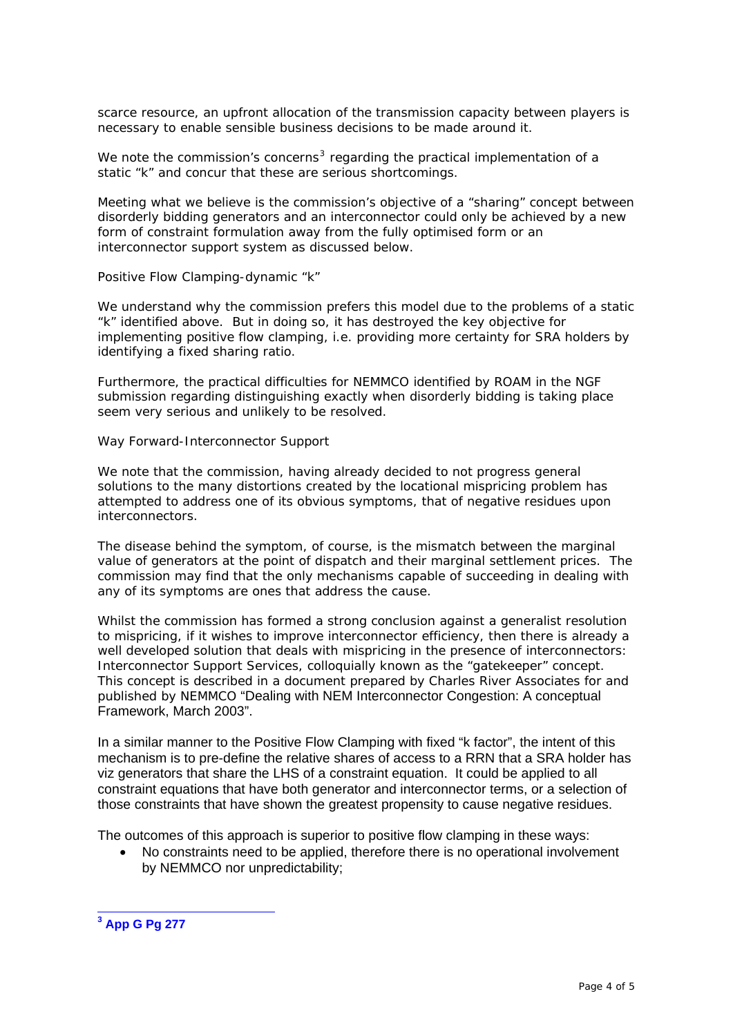scarce resource, an upfront allocation of the transmission capacity between players is necessary to enable sensible business decisions to be made around it.

We note the commission's concerns[3] regarding the practical implementation of a static "k" and concur that these are serious shortcomings.

Meeting what we believe is the commission's objective of a "sharing" concept between disorderly bidding generators and an interconnector could only be achieved by a new form of constraint formulation away from the fully optimised form or an interconnector support system as discussed below.

Positive Flow Clamping-dynamic "k"

We understand why the commission prefers this model due to the problems of a static "k" identified above. But in doing so, it has destroyed the key objective for implementing positive flow clamping, i.e. providing more certainty for SRA holders by identifying a fixed sharing ratio.

Furthermore, the practical difficulties for NEMMCO identified by ROAM in the NGF submission regarding distinguishing exactly when disorderly bidding is taking place seem very serious and unlikely to be resolved.

Way Forward-Interconnector Support

We note that the commission, having already decided to not progress general solutions to the many distortions created by the locational mispricing problem has attempted to address one of its obvious symptoms, that of negative residues upon interconnectors.

The disease behind the symptom, of course, is the mismatch between the marginal value of generators at the point of dispatch and their marginal settlement prices. The commission may find that the only mechanisms capable of succeeding in dealing with any of its symptoms are ones that address the cause.

Whilst the commission has formed a strong conclusion against a generalist resolution to mispricing, if it wishes to improve interconnector efficiency, then there is already a well developed solution that deals with mispricing in the presence of interconnectors: Interconnector Support Services, colloquially known as the "gatekeeper" concept. This concept is described in a document prepared by Charles River Associates for and published by NEMMCO "Dealing with NEM Interconnector Congestion: A conceptual Framework, March 2003".

In a similar manner to the Positive Flow Clamping with fixed "k factor", the intent of this mechanism is to pre-define the relative shares of access to a RRN that a SRA holder has viz generators that share the LHS of a constraint equation. It could be applied to all constraint equations that have both generator and interconnector terms, or a selection of those constraints that have shown the greatest propensity to cause negative residues.

The outcomes of this approach is superior to positive flow clamping in these ways:

- No constraints need to be applied, therefore there is no operational involvement by NEMMCO nor unpredictability;

---

[3] **App G Pg 277**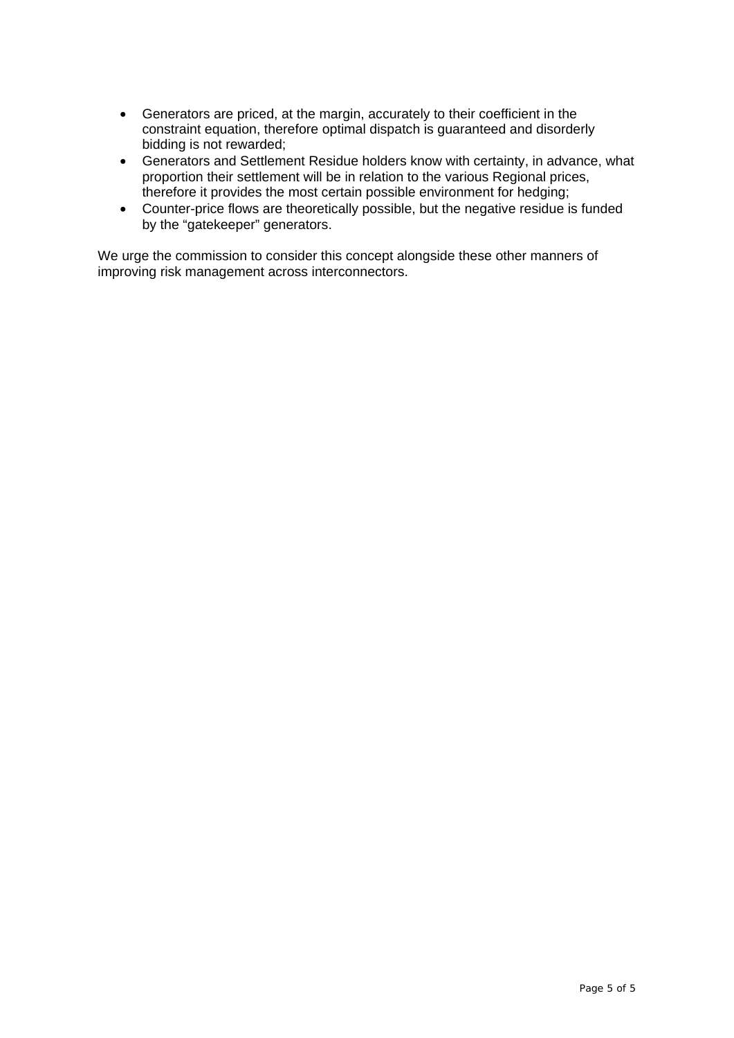- Generators are priced, at the margin, accurately to their coefficient in the constraint equation, therefore optimal dispatch is guaranteed and disorderly bidding is not rewarded;
- Generators and Settlement Residue holders know with certainty, in advance, what proportion their settlement will be in relation to the various Regional prices, therefore it provides the most certain possible environment for hedging;
- Counter-price flows are theoretically possible, but the negative residue is funded by the "gatekeeper" generators.

We urge the commission to consider this concept alongside these other manners of improving risk management across interconnectors.